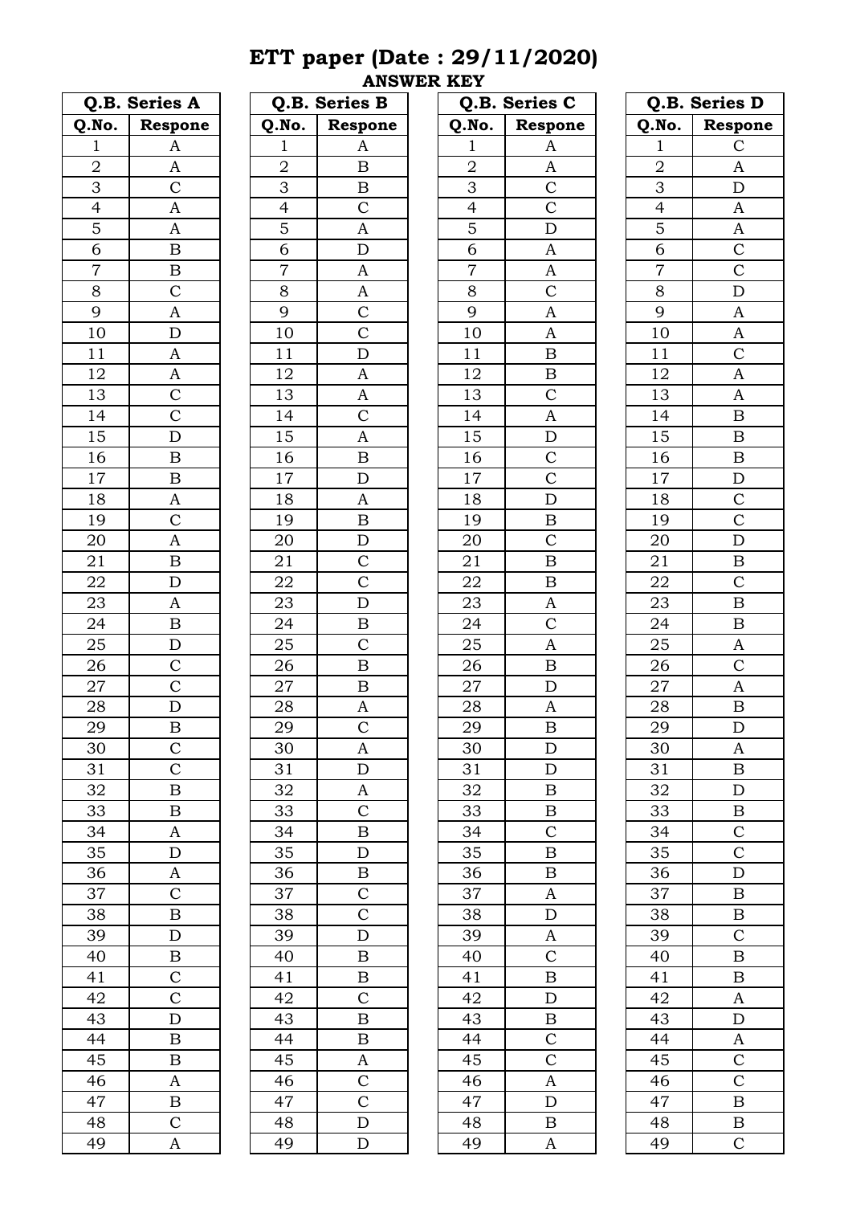# ETT paper (Date : 29/11/2020)

**ANSWER KEY**

| Q.B. Series A | |
|---|---|
| Q.No. | Respone |
| 1 | A |
| 2 | A |
| 3 | C |
| 4 | A |
| 5 | A |
| 6 | B |
| 7 | B |
| 8 | C |
| 9 | A |
| 10 | D |
| 11 | A |
| 12 | A |
| 13 | C |
| 14 | C |
| 15 | D |
| 16 | B |
| 17 | B |
| 18 | A |
| 19 | C |
| 20 | A |
| 21 | B |
| 22 | D |
| 23 | A |
| 24 | B |
| 25 | D |
| 26 | C |
| 27 | C |
| 28 | D |
| 29 | B |
| 30 | C |
| 31 | C |
| 32 | B |
| 33 | B |
| 34 | A |
| 35 | D |
| 36 | A |
| 37 | C |
| 38 | B |
| 39 | D |
| 40 | B |
| 41 | C |
| 42 | C |
| 43 | D |
| 44 | B |
| 45 | B |
| 46 | A |
| 47 | B |
| 48 | C |
| 49 | A |

| Q.B. Series B | |
|---|---|
| Q.No. | Respone |
| 1 | A |
| 2 | B |
| 3 | B |
| 4 | C |
| 5 | A |
| 6 | D |
| 7 | A |
| 8 | A |
| 9 | C |
| 10 | C |
| 11 | D |
| 12 | A |
| 13 | A |
| 14 | C |
| 15 | A |
| 16 | B |
| 17 | D |
| 18 | A |
| 19 | B |
| 20 | D |
| 21 | C |
| 22 | C |
| 23 | D |
| 24 | B |
| 25 | C |
| 26 | B |
| 27 | B |
| 28 | A |
| 29 | C |
| 30 | A |
| 31 | D |
| 32 | A |
| 33 | C |
| 34 | B |
| 35 | D |
| 36 | B |
| 37 | C |
| 38 | C |
| 39 | D |
| 40 | B |
| 41 | B |
| 42 | C |
| 43 | B |
| 44 | B |
| 45 | A |
| 46 | C |
| 47 | C |
| 48 | D |
| 49 | D |

| Q.B. Series C | |
|---|---|
| Q.No. | Respone |
| 1 | A |
| 2 | A |
| 3 | C |
| 4 | C |
| 5 | D |
| 6 | A |
| 7 | A |
| 8 | C |
| 9 | A |
| 10 | A |
| 11 | B |
| 12 | B |
| 13 | C |
| 14 | A |
| 15 | D |
| 16 | C |
| 17 | C |
| 18 | D |
| 19 | B |
| 20 | C |
| 21 | B |
| 22 | B |
| 23 | A |
| 24 | C |
| 25 | A |
| 26 | B |
| 27 | D |
| 28 | A |
| 29 | B |
| 30 | D |
| 31 | D |
| 32 | B |
| 33 | B |
| 34 | C |
| 35 | B |
| 36 | B |
| 37 | A |
| 38 | D |
| 39 | A |
| 40 | C |
| 41 | B |
| 42 | D |
| 43 | B |
| 44 | C |
| 45 | C |
| 46 | A |
| 47 | D |
| 48 | B |
| 49 | A |

| Q.B. Series D | |
|---|---|
| Q.No. | Respone |
| 1 | C |
| 2 | A |
| 3 | D |
| 4 | A |
| 5 | A |
| 6 | C |
| 7 | C |
| 8 | D |
| 9 | A |
| 10 | A |
| 11 | C |
| 12 | A |
| 13 | A |
| 14 | B |
| 15 | B |
| 16 | B |
| 17 | D |
| 18 | C |
| 19 | C |
| 20 | D |
| 21 | B |
| 22 | C |
| 23 | B |
| 24 | B |
| 25 | A |
| 26 | C |
| 27 | A |
| 28 | B |
| 29 | D |
| 30 | A |
| 31 | B |
| 32 | D |
| 33 | B |
| 34 | C |
| 35 | C |
| 36 | D |
| 37 | B |
| 38 | B |
| 39 | C |
| 40 | B |
| 41 | B |
| 42 | A |
| 43 | D |
| 44 | A |
| 45 | C |
| 46 | C |
| 47 | B |
| 48 | B |
| 49 | C |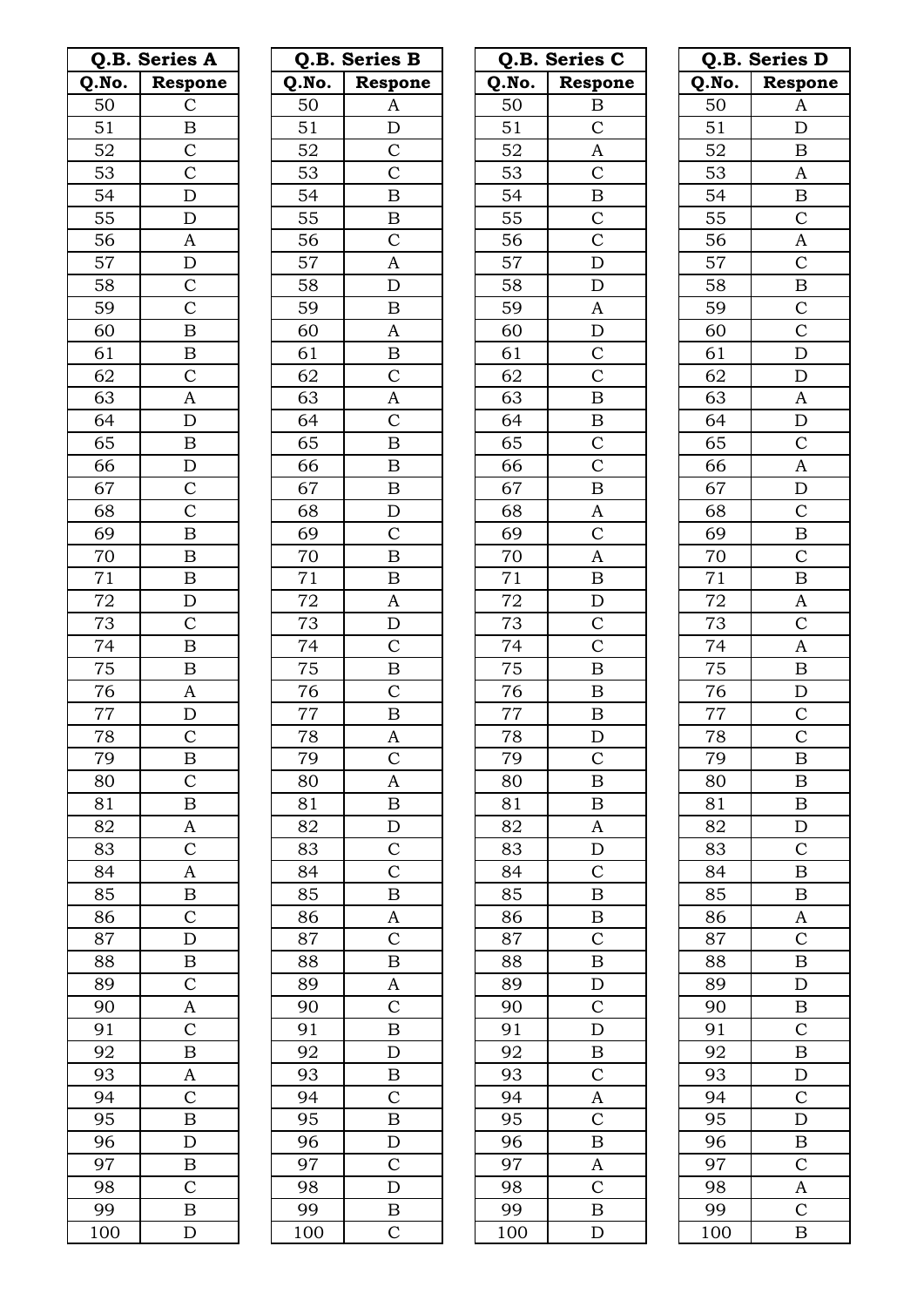| Q.B. Series A | |
|---|---|
| **Q.No.** | **Respone** |
| 50 | C |
| 51 | B |
| 52 | C |
| 53 | C |
| 54 | D |
| 55 | D |
| 56 | A |
| 57 | D |
| 58 | C |
| 59 | C |
| 60 | B |
| 61 | B |
| 62 | C |
| 63 | A |
| 64 | D |
| 65 | B |
| 66 | D |
| 67 | C |
| 68 | C |
| 69 | B |
| 70 | B |
| 71 | B |
| 72 | D |
| 73 | C |
| 74 | B |
| 75 | B |
| 76 | A |
| 77 | D |
| 78 | C |
| 79 | B |
| 80 | C |
| 81 | B |
| 82 | A |
| 83 | C |
| 84 | A |
| 85 | B |
| 86 | C |
| 87 | D |
| 88 | B |
| 89 | C |
| 90 | A |
| 91 | C |
| 92 | B |
| 93 | A |
| 94 | C |
| 95 | B |
| 96 | D |
| 97 | B |
| 98 | C |
| 99 | B |
| 100 | D |

| Q.B. Series B | |
|---|---|
| **Q.No.** | **Respone** |
| 50 | A |
| 51 | D |
| 52 | C |
| 53 | C |
| 54 | B |
| 55 | B |
| 56 | C |
| 57 | A |
| 58 | D |
| 59 | B |
| 60 | A |
| 61 | B |
| 62 | C |
| 63 | A |
| 64 | C |
| 65 | B |
| 66 | B |
| 67 | B |
| 68 | D |
| 69 | C |
| 70 | B |
| 71 | B |
| 72 | A |
| 73 | D |
| 74 | C |
| 75 | B |
| 76 | C |
| 77 | B |
| 78 | A |
| 79 | C |
| 80 | A |
| 81 | B |
| 82 | D |
| 83 | C |
| 84 | C |
| 85 | B |
| 86 | A |
| 87 | C |
| 88 | B |
| 89 | A |
| 90 | C |
| 91 | B |
| 92 | D |
| 93 | B |
| 94 | C |
| 95 | B |
| 96 | D |
| 97 | C |
| 98 | D |
| 99 | B |
| 100 | C |

| Q.B. Series C | |
|---|---|
| **Q.No.** | **Respone** |
| 50 | B |
| 51 | C |
| 52 | A |
| 53 | C |
| 54 | B |
| 55 | C |
| 56 | C |
| 57 | D |
| 58 | D |
| 59 | A |
| 60 | D |
| 61 | C |
| 62 | C |
| 63 | B |
| 64 | B |
| 65 | C |
| 66 | C |
| 67 | B |
| 68 | A |
| 69 | C |
| 70 | A |
| 71 | B |
| 72 | D |
| 73 | C |
| 74 | C |
| 75 | B |
| 76 | B |
| 77 | B |
| 78 | D |
| 79 | C |
| 80 | B |
| 81 | B |
| 82 | A |
| 83 | D |
| 84 | C |
| 85 | B |
| 86 | B |
| 87 | C |
| 88 | B |
| 89 | D |
| 90 | C |
| 91 | D |
| 92 | B |
| 93 | C |
| 94 | A |
| 95 | C |
| 96 | B |
| 97 | A |
| 98 | C |
| 99 | B |
| 100 | D |

| Q.B. Series D | |
|---|---|
| **Q.No.** | **Respone** |
| 50 | A |
| 51 | D |
| 52 | B |
| 53 | A |
| 54 | B |
| 55 | C |
| 56 | A |
| 57 | C |
| 58 | B |
| 59 | C |
| 60 | C |
| 61 | D |
| 62 | D |
| 63 | A |
| 64 | D |
| 65 | C |
| 66 | A |
| 67 | D |
| 68 | C |
| 69 | B |
| 70 | C |
| 71 | B |
| 72 | A |
| 73 | C |
| 74 | A |
| 75 | B |
| 76 | D |
| 77 | C |
| 78 | C |
| 79 | B |
| 80 | B |
| 81 | B |
| 82 | D |
| 83 | C |
| 84 | B |
| 85 | B |
| 86 | A |
| 87 | C |
| 88 | B |
| 89 | D |
| 90 | B |
| 91 | C |
| 92 | B |
| 93 | D |
| 94 | C |
| 95 | D |
| 96 | B |
| 97 | C |
| 98 | A |
| 99 | C |
| 100 | B |